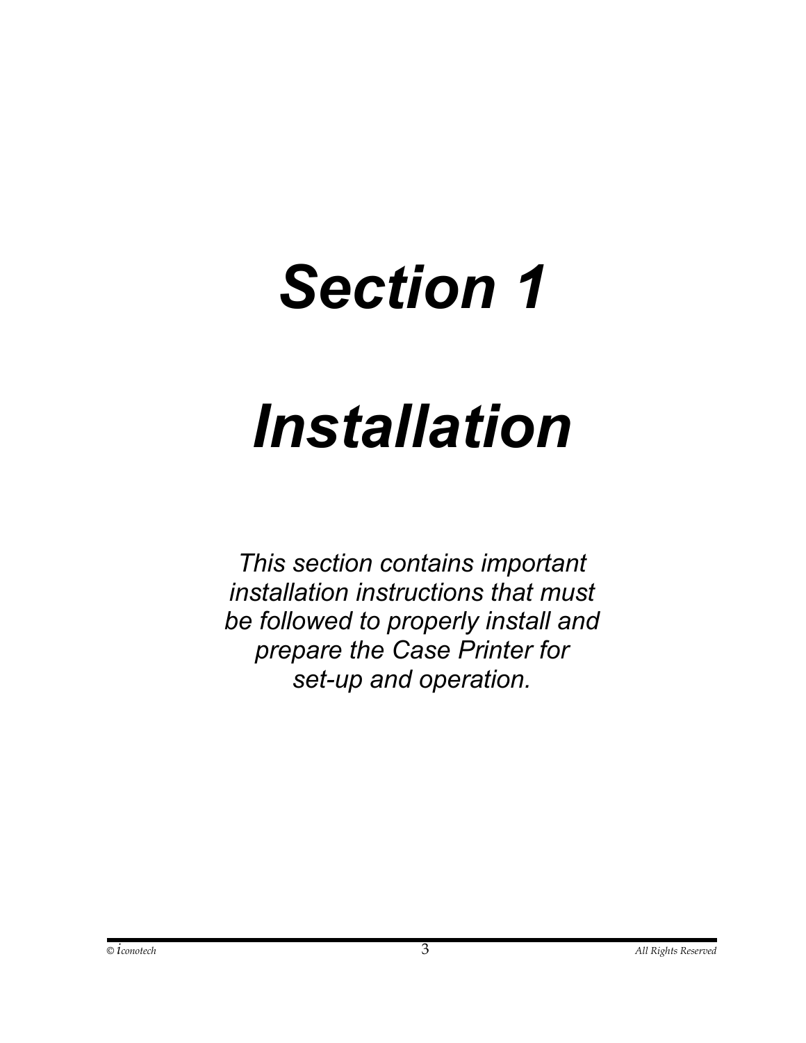# *Section 1*

# *Installation*

*This section contains important installation instructions that must be followed to properly install and prepare the Case Printer for set-up and operation.*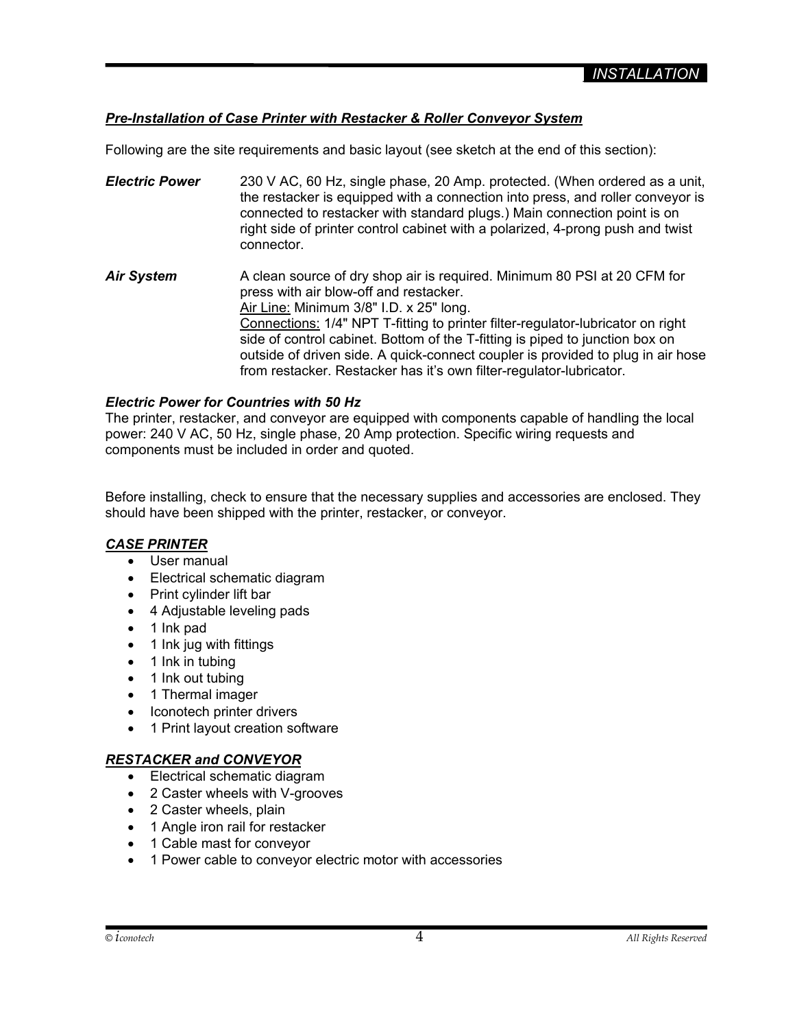***Pre-Installation of Case Printer with Restacker & Roller Conveyor System***

Following are the site requirements and basic layout (see sketch at the end of this section):

***Electric Power*** 230 V AC, 60 Hz, single phase, 20 Amp. protected. (When ordered as a unit, the restacker is equipped with a connection into press, and roller conveyor is connected to restacker with standard plugs.) Main connection point is on right side of printer control cabinet with a polarized, 4-prong push and twist connector.

***Air System*** A clean source of dry shop air is required. Minimum 80 PSI at 20 CFM for press with air blow-off and restacker.
Air Line: Minimum 3/8" I.D. x 25" long.
Connections: 1/4" NPT T-fitting to printer filter-regulator-lubricator on right side of control cabinet. Bottom of the T-fitting is piped to junction box on outside of driven side. A quick-connect coupler is provided to plug in air hose from restacker. Restacker has it's own filter-regulator-lubricator.

***Electric Power for Countries with 50 Hz***
The printer, restacker, and conveyor are equipped with components capable of handling the local power: 240 V AC, 50 Hz, single phase, 20 Amp protection. Specific wiring requests and components must be included in order and quoted.

Before installing, check to ensure that the necessary supplies and accessories are enclosed. They should have been shipped with the printer, restacker, or conveyor.

***CASE PRINTER***

- User manual
- Electrical schematic diagram
- Print cylinder lift bar
- 4 Adjustable leveling pads
- 1 Ink pad
- 1 Ink jug with fittings
- 1 Ink in tubing
- 1 Ink out tubing
- 1 Thermal imager
- Iconotech printer drivers
- 1 Print layout creation software

***RESTACKER and CONVEYOR***

- Electrical schematic diagram
- 2 Caster wheels with V-grooves
- 2 Caster wheels, plain
- 1 Angle iron rail for restacker
- 1 Cable mast for conveyor
- 1 Power cable to conveyor electric motor with accessories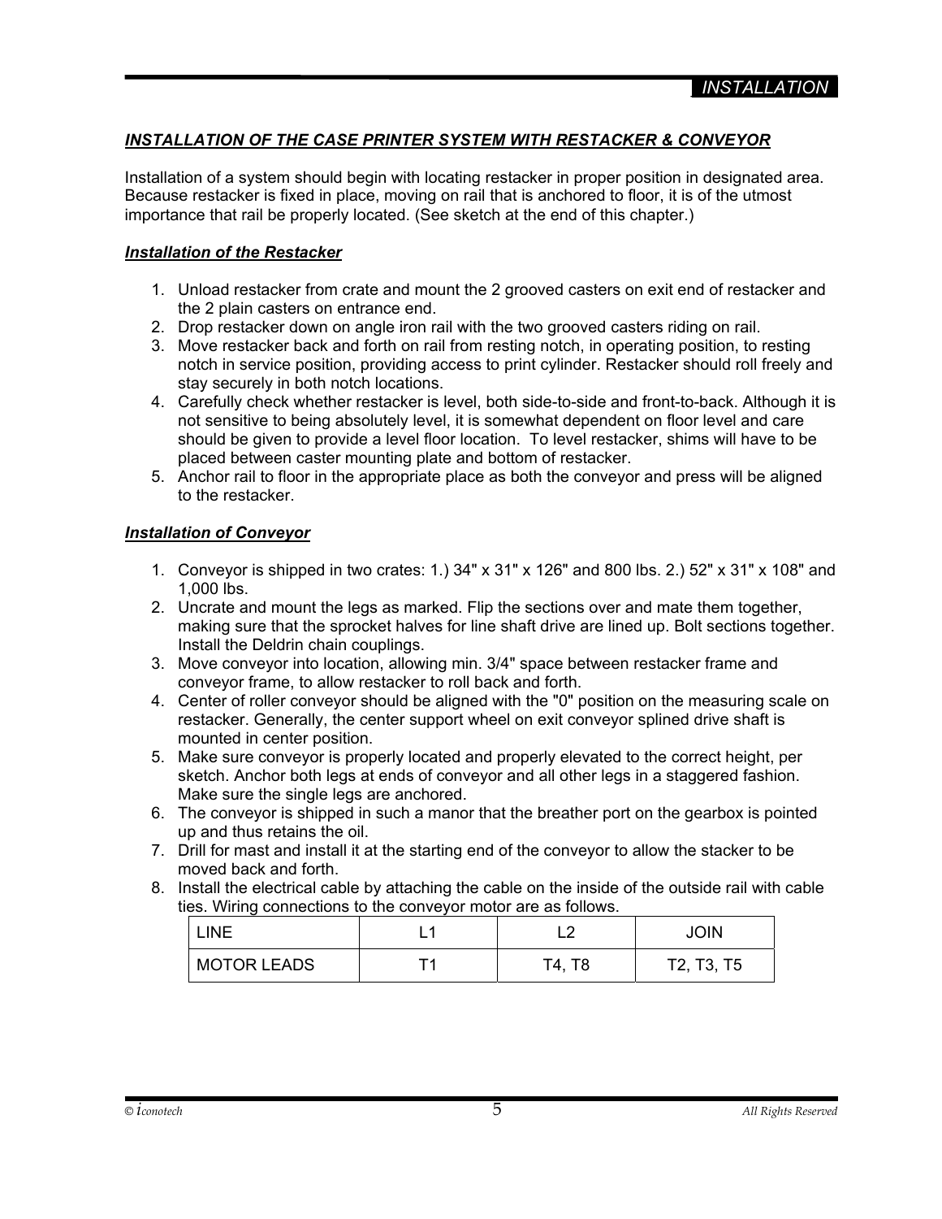## INSTALLATION OF THE CASE PRINTER SYSTEM WITH RESTACKER & CONVEYOR

Installation of a system should begin with locating restacker in proper position in designated area. Because restacker is fixed in place, moving on rail that is anchored to floor, it is of the utmost importance that rail be properly located. (See sketch at the end of this chapter.)

### Installation of the Restacker

1. Unload restacker from crate and mount the 2 grooved casters on exit end of restacker and the 2 plain casters on entrance end.
2. Drop restacker down on angle iron rail with the two grooved casters riding on rail.
3. Move restacker back and forth on rail from resting notch, in operating position, to resting notch in service position, providing access to print cylinder. Restacker should roll freely and stay securely in both notch locations.
4. Carefully check whether restacker is level, both side-to-side and front-to-back. Although it is not sensitive to being absolutely level, it is somewhat dependent on floor level and care should be given to provide a level floor location. To level restacker, shims will have to be placed between caster mounting plate and bottom of restacker.
5. Anchor rail to floor in the appropriate place as both the conveyor and press will be aligned to the restacker.

### Installation of Conveyor

1. Conveyor is shipped in two crates: 1.) 34" x 31" x 126" and 800 lbs. 2.) 52" x 31" x 108" and 1,000 lbs.
2. Uncrate and mount the legs as marked. Flip the sections over and mate them together, making sure that the sprocket halves for line shaft drive are lined up. Bolt sections together. Install the Deldrin chain couplings.
3. Move conveyor into location, allowing min. 3/4" space between restacker frame and conveyor frame, to allow restacker to roll back and forth.
4. Center of roller conveyor should be aligned with the "0" position on the measuring scale on restacker. Generally, the center support wheel on exit conveyor splined drive shaft is mounted in center position.
5. Make sure conveyor is properly located and properly elevated to the correct height, per sketch. Anchor both legs at ends of conveyor and all other legs in a staggered fashion. Make sure the single legs are anchored.
6. The conveyor is shipped in such a manor that the breather port on the gearbox is pointed up and thus retains the oil.
7. Drill for mast and install it at the starting end of the conveyor to allow the stacker to be moved back and forth.
8. Install the electrical cable by attaching the cable on the inside of the outside rail with cable ties. Wiring connections to the conveyor motor are as follows.

| LINE | L1 | L2 | JOIN |
|---|---|---|---|
| MOTOR LEADS | T1 | T4, T8 | T2, T3, T5 |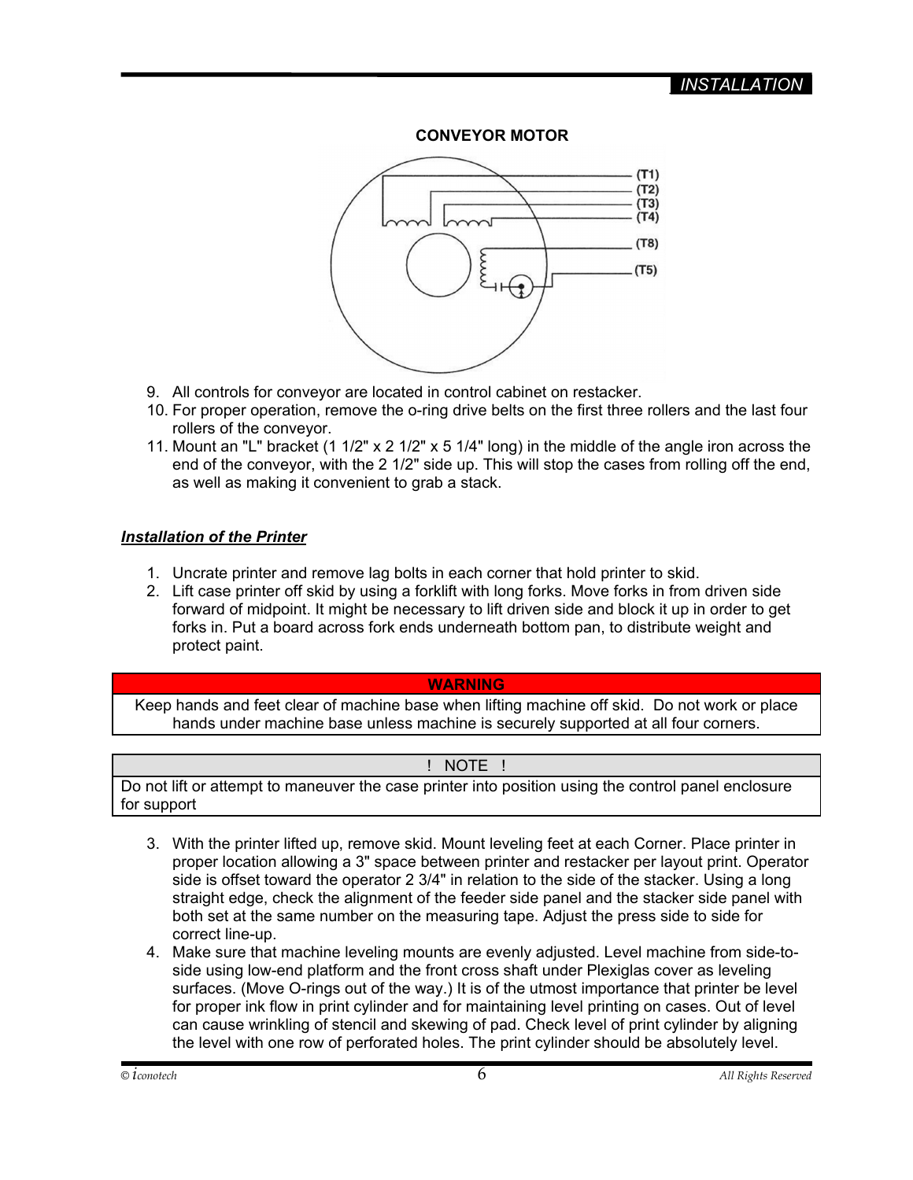**CONVEYOR MOTOR**

(T1)
(T2)
(T3)
(T4)
(T8)
(T5)

9. All controls for conveyor are located in control cabinet on restacker.
10. For proper operation, remove the o-ring drive belts on the first three rollers and the last four rollers of the conveyor.
11. Mount an "L" bracket (1 1/2" x 2 1/2" x 5 1/4" long) in the middle of the angle iron across the end of the conveyor, with the 2 1/2" side up. This will stop the cases from rolling off the end, as well as making it convenient to grab a stack.

***Installation of the Printer***

1. Uncrate printer and remove lag bolts in each corner that hold printer to skid.
2. Lift case printer off skid by using a forklift with long forks. Move forks in from driven side forward of midpoint. It might be necessary to lift driven side and block it up in order to get forks in. Put a board across fork ends underneath bottom pan, to distribute weight and protect paint.

| WARNING |
|---|
| Keep hands and feet clear of machine base when lifting machine off skid. Do not work or place hands under machine base unless machine is securely supported at all four corners. |

| ! NOTE ! |
|---|
| Do not lift or attempt to maneuver the case printer into position using the control panel enclosure for support |

3. With the printer lifted up, remove skid. Mount leveling feet at each Corner. Place printer in proper location allowing a 3" space between printer and restacker per layout print. Operator side is offset toward the operator 2 3/4" in relation to the side of the stacker. Using a long straight edge, check the alignment of the feeder side panel and the stacker side panel with both set at the same number on the measuring tape. Adjust the press side to side for correct line-up.
4. Make sure that machine leveling mounts are evenly adjusted. Level machine from side-to-side using low-end platform and the front cross shaft under Plexiglas cover as leveling surfaces. (Move O-rings out of the way.) It is of the utmost importance that printer be level for proper ink flow in print cylinder and for maintaining level printing on cases. Out of level can cause wrinkling of stencil and skewing of pad. Check level of print cylinder by aligning the level with one row of perforated holes. The print cylinder should be absolutely level.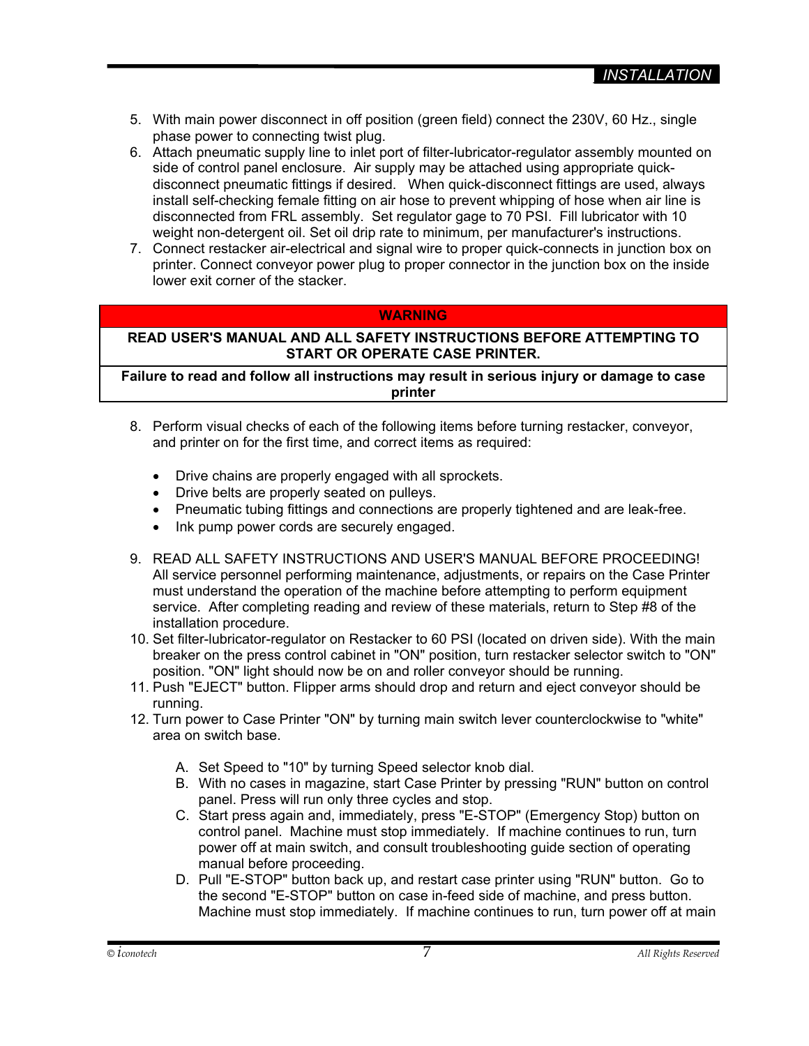5. With main power disconnect in off position (green field) connect the 230V, 60 Hz., single phase power to connecting twist plug.
6. Attach pneumatic supply line to inlet port of filter-lubricator-regulator assembly mounted on side of control panel enclosure. Air supply may be attached using appropriate quick-disconnect pneumatic fittings if desired. When quick-disconnect fittings are used, always install self-checking female fitting on air hose to prevent whipping of hose when air line is disconnected from FRL assembly. Set regulator gage to 70 PSI. Fill lubricator with 10 weight non-detergent oil. Set oil drip rate to minimum, per manufacturer's instructions.
7. Connect restacker air-electrical and signal wire to proper quick-connects in junction box on printer. Connect conveyor power plug to proper connector in the junction box on the inside lower exit corner of the stacker.

| **WARNING** |
|---|
| **READ USER'S MANUAL AND ALL SAFETY INSTRUCTIONS BEFORE ATTEMPTING TO START OR OPERATE CASE PRINTER.** |
| **Failure to read and follow all instructions may result in serious injury or damage to case printer** |

8. Perform visual checks of each of the following items before turning restacker, conveyor, and printer on for the first time, and correct items as required:

   - Drive chains are properly engaged with all sprockets.
   - Drive belts are properly seated on pulleys.
   - Pneumatic tubing fittings and connections are properly tightened and are leak-free.
   - Ink pump power cords are securely engaged.

9. READ ALL SAFETY INSTRUCTIONS AND USER'S MANUAL BEFORE PROCEEDING! All service personnel performing maintenance, adjustments, or repairs on the Case Printer must understand the operation of the machine before attempting to perform equipment service. After completing reading and review of these materials, return to Step #8 of the installation procedure.
10. Set filter-lubricator-regulator on Restacker to 60 PSI (located on driven side). With the main breaker on the press control cabinet in "ON" position, turn restacker selector switch to "ON" position. "ON" light should now be on and roller conveyor should be running.
11. Push "EJECT" button. Flipper arms should drop and return and eject conveyor should be running.
12. Turn power to Case Printer "ON" by turning main switch lever counterclockwise to "white" area on switch base.

    A. Set Speed to "10" by turning Speed selector knob dial.
    B. With no cases in magazine, start Case Printer by pressing "RUN" button on control panel. Press will run only three cycles and stop.
    C. Start press again and, immediately, press "E-STOP" (Emergency Stop) button on control panel. Machine must stop immediately. If machine continues to run, turn power off at main switch, and consult troubleshooting guide section of operating manual before proceeding.
    D. Pull "E-STOP" button back up, and restart case printer using "RUN" button. Go to the second "E-STOP" button on case in-feed side of machine, and press button. Machine must stop immediately. If machine continues to run, turn power off at main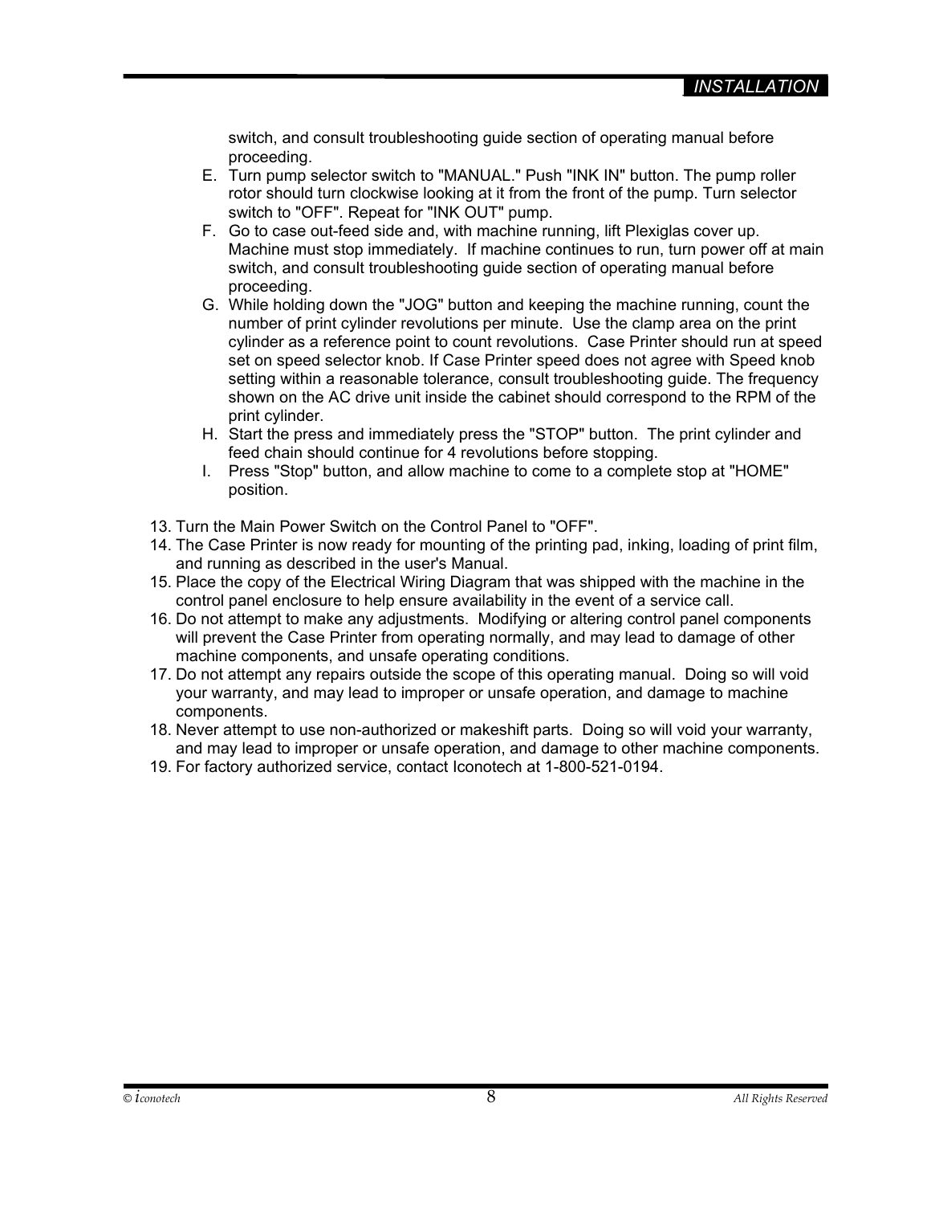switch, and consult troubleshooting guide section of operating manual before proceeding.

E. Turn pump selector switch to "MANUAL." Push "INK IN" button. The pump roller rotor should turn clockwise looking at it from the front of the pump. Turn selector switch to "OFF". Repeat for "INK OUT" pump.

F. Go to case out-feed side and, with machine running, lift Plexiglas cover up. Machine must stop immediately. If machine continues to run, turn power off at main switch, and consult troubleshooting guide section of operating manual before proceeding.

G. While holding down the "JOG" button and keeping the machine running, count the number of print cylinder revolutions per minute. Use the clamp area on the print cylinder as a reference point to count revolutions. Case Printer should run at speed set on speed selector knob. If Case Printer speed does not agree with Speed knob setting within a reasonable tolerance, consult troubleshooting guide. The frequency shown on the AC drive unit inside the cabinet should correspond to the RPM of the print cylinder.

H. Start the press and immediately press the "STOP" button. The print cylinder and feed chain should continue for 4 revolutions before stopping.

I. Press "Stop" button, and allow machine to come to a complete stop at "HOME" position.

13. Turn the Main Power Switch on the Control Panel to "OFF".
14. The Case Printer is now ready for mounting of the printing pad, inking, loading of print film, and running as described in the user's Manual.
15. Place the copy of the Electrical Wiring Diagram that was shipped with the machine in the control panel enclosure to help ensure availability in the event of a service call.
16. Do not attempt to make any adjustments. Modifying or altering control panel components will prevent the Case Printer from operating normally, and may lead to damage of other machine components, and unsafe operating conditions.
17. Do not attempt any repairs outside the scope of this operating manual. Doing so will void your warranty, and may lead to improper or unsafe operation, and damage to machine components.
18. Never attempt to use non-authorized or makeshift parts. Doing so will void your warranty, and may lead to improper or unsafe operation, and damage to other machine components.
19. For factory authorized service, contact Iconotech at 1-800-521-0194.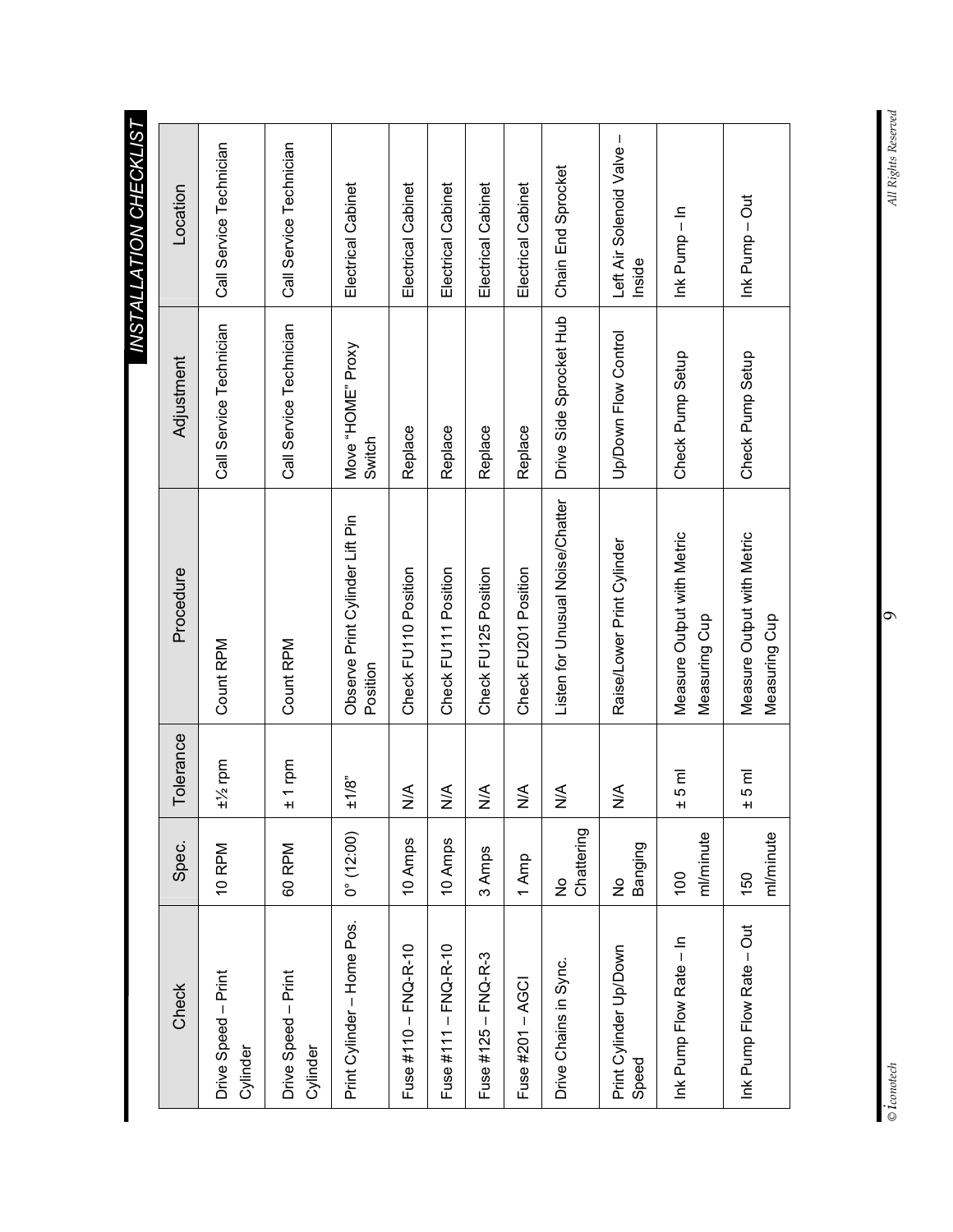# INSTALLATION CHECKLIST

| Check | Spec. | Tolerance | Procedure | Adjustment | Location |
|---|---|---|---|---|---|
| Drive Speed – Print Cylinder | 10 RPM | ±½ rpm | Count RPM | Call Service Technician | Call Service Technician |
| Drive Speed – Print Cylinder | 60 RPM | ± 1 rpm | Count RPM | Call Service Technician | Call Service Technician |
| Print Cylinder – Home Pos. | 0° (12:00) | ±1/8" | Observe Print Cylinder Lift Pin Position | Move "HOME" Proxy Switch | Electrical Cabinet |
| Fuse #110 – FNQ-R-10 | 10 Amps | N/A | Check FU110 Position | Replace | Electrical Cabinet |
| Fuse #111 – FNQ-R-10 | 10 Amps | N/A | Check FU111 Position | Replace | Electrical Cabinet |
| Fuse #125 – FNQ-R-3 | 3 Amps | N/A | Check FU125 Position | Replace | Electrical Cabinet |
| Fuse #201 – AGCI | 1 Amp | N/A | Check FU201 Position | Replace | Electrical Cabinet |
| Drive Chains in Sync. | No Chattering | N/A | Listen for Unusual Noise/Chatter | Drive Side Sprocket Hub | Chain End Sprocket |
| Print Cylinder Up/Down Speed | No Banging | N/A | Raise/Lower Print Cylinder | Up/Down Flow Control | Left Air Solenoid Valve – Inside |
| Ink Pump Flow Rate – In | 100 ml/minute | ± 5 ml | Measure Output with Metric Measuring Cup | Check Pump Setup | Ink Pump – In |
| Ink Pump Flow Rate – Out | 150 ml/minute | ± 5 ml | Measure Output with Metric Measuring Cup | Check Pump Setup | Ink Pump – Out |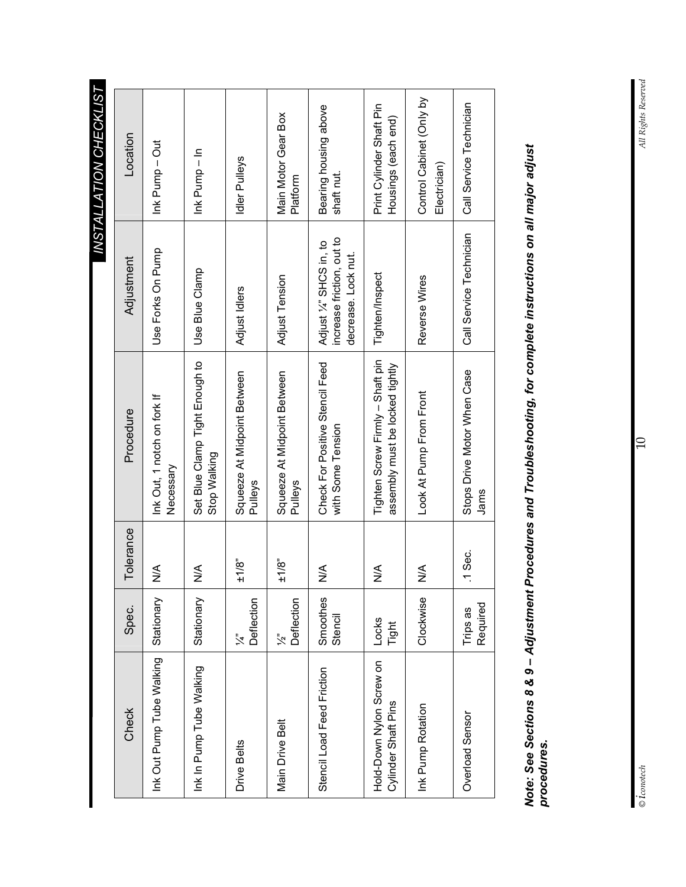## INSTALLATION CHECKLIST

| Check | Spec. | Tolerance | Procedure | Adjustment | Location |
|---|---|---|---|---|---|
| Ink Out Pump Tube Walking | Stationary | N/A | Ink Out, 1 notch on fork If Necessary | Use Forks On Pump | Ink Pump – Out |
| Ink In Pump Tube Walking | Stationary | N/A | Set Blue Clamp Tight Enough to Stop Walking | Use Blue Clamp | Ink Pump – In |
| Drive Belts | ¼" Deflection | ±1/8" | Squeeze At Midpoint Between Pulleys | Adjust Idlers | Idler Pulleys |
| Main Drive Belt | ½" Deflection | ±1/8" | Squeeze At Midpoint Between Pulleys | Adjust Tension | Main Motor Gear Box Platform |
| Stencil Load Feed Friction | Smoothes Stencil | N/A | Check For Positive Stencil Feed with Some Tension | Adjust ¼" SHCS in, to increase friction, out to decrease. Lock nut. | Bearing housing above shaft nut. |
| Hold-Down Nylon Screw on Cylinder Shaft Pins | Locks Tight | N/A | Tighten Screw Firmly – Shaft pin assembly must be locked tightly | Tighten/Inspect | Print Cylinder Shaft Pin Housings (each end) |
| Ink Pump Rotation | Clockwise | N/A | Look At Pump From Front | Reverse Wires | Control Cabinet (Only by Electrician) |
| Overload Sensor | Trips as Required | .1 Sec. | Stops Drive Motor When Case Jams | Call Service Technician | Call Service Technician |

***Note: See Sections 8 & 9 – Adjustment Procedures and Troubleshooting, for complete instructions on all major adjust procedures.***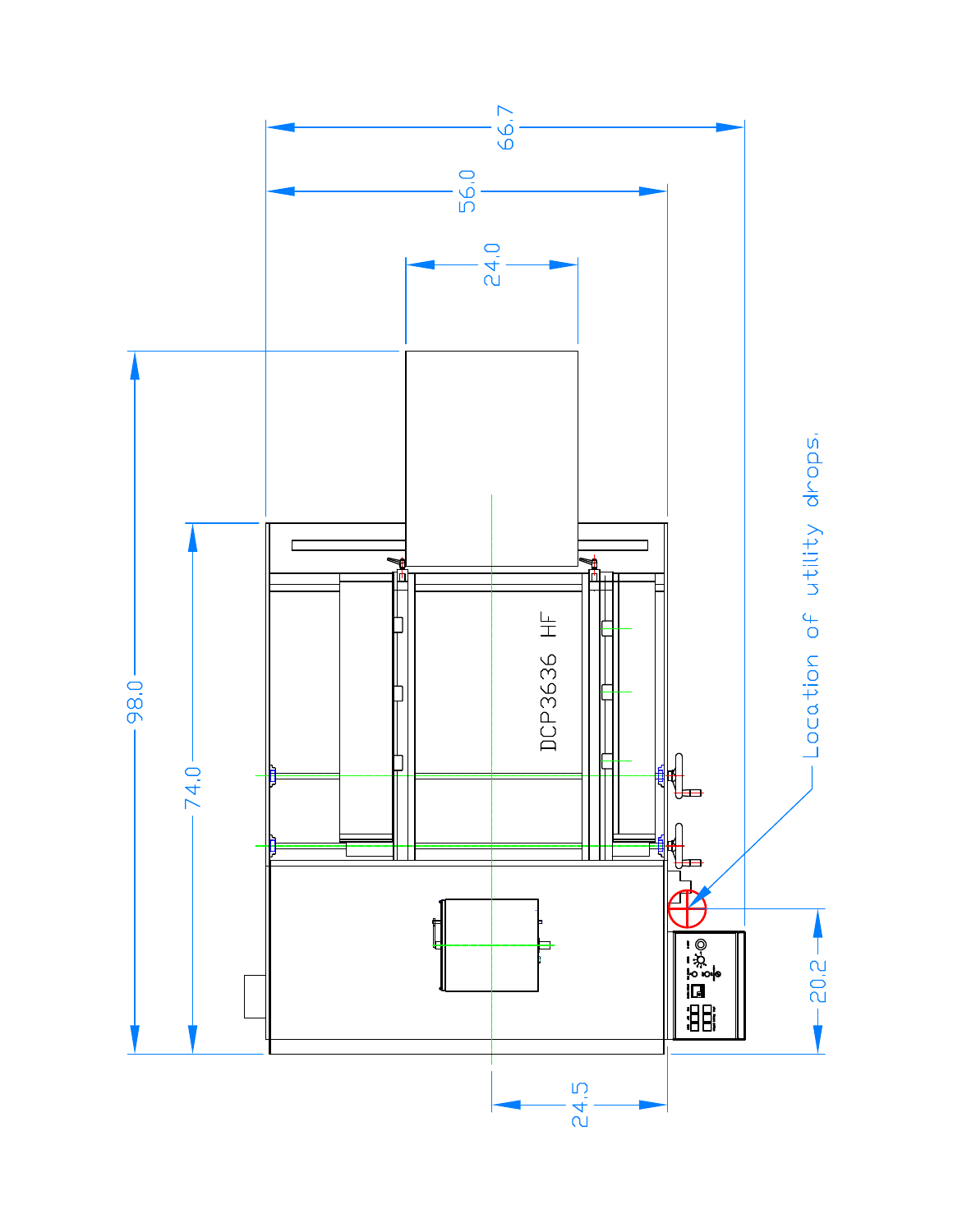66.7

56.0

24.0

98.0

74.0

DCP3636 HF

Location of utility drops.

20.2

24.5